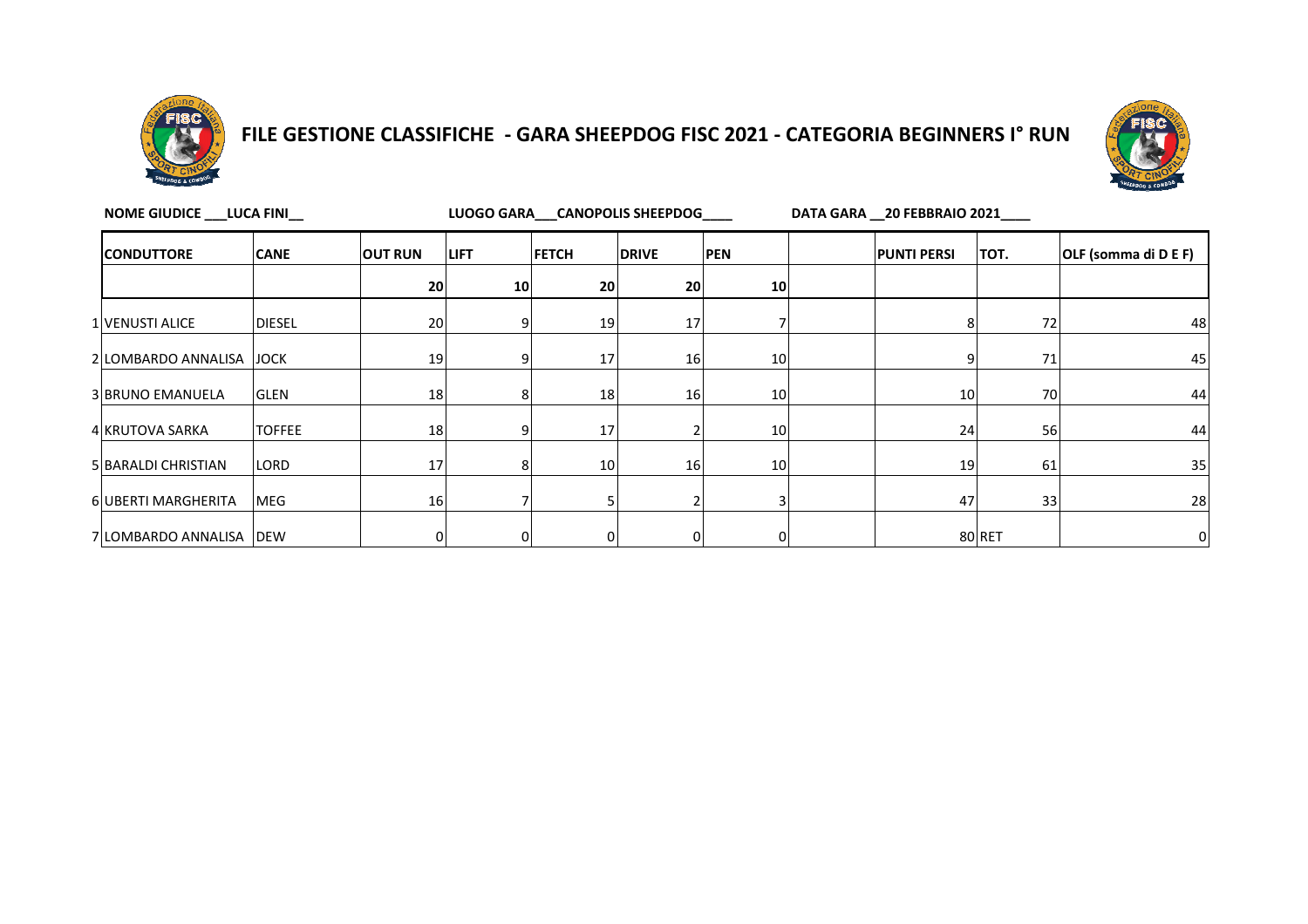# FILE GESTIONE CLASSIFICHE - GARA SHEEPDOG FISC 2021 - CATEGORIA BEGINNERS I° RUN

**NOME GIUDICE ___LUCA FINI__** **LUOGO GARA___CANOPOLIS SHEEPDOG____** **DATA GARA __20 FEBBRAIO 2021____**

| | CONDUTTORE | CANE | OUT RUN | LIFT | FETCH | DRIVE | PEN | | PUNTI PERSI | TOT. | OLF (somma di D E F) |
|---|---|---|---|---|---|---|---|---|---|---|---|
| | | | 20 | 10 | 20 | 20 | 10 | | | | |
| 1 | VENUSTI ALICE | DIESEL | 20 | 9 | 19 | 17 | 7 | | 8 | 72 | 48 |
| 2 | LOMBARDO ANNALISA | JOCK | 19 | 9 | 17 | 16 | 10 | | 9 | 71 | 45 |
| 3 | BRUNO EMANUELA | GLEN | 18 | 8 | 18 | 16 | 10 | | 10 | 70 | 44 |
| 4 | KRUTOVA SARKA | TOFFEE | 18 | 9 | 17 | 2 | 10 | | 24 | 56 | 44 |
| 5 | BARALDI CHRISTIAN | LORD | 17 | 8 | 10 | 16 | 10 | | 19 | 61 | 35 |
| 6 | UBERTI MARGHERITA | MEG | 16 | 7 | 5 | 2 | 3 | | 47 | 33 | 28 |
| 7 | LOMBARDO ANNALISA | DEW | 0 | 0 | 0 | 0 | 0 | | 80 | RET | 0 |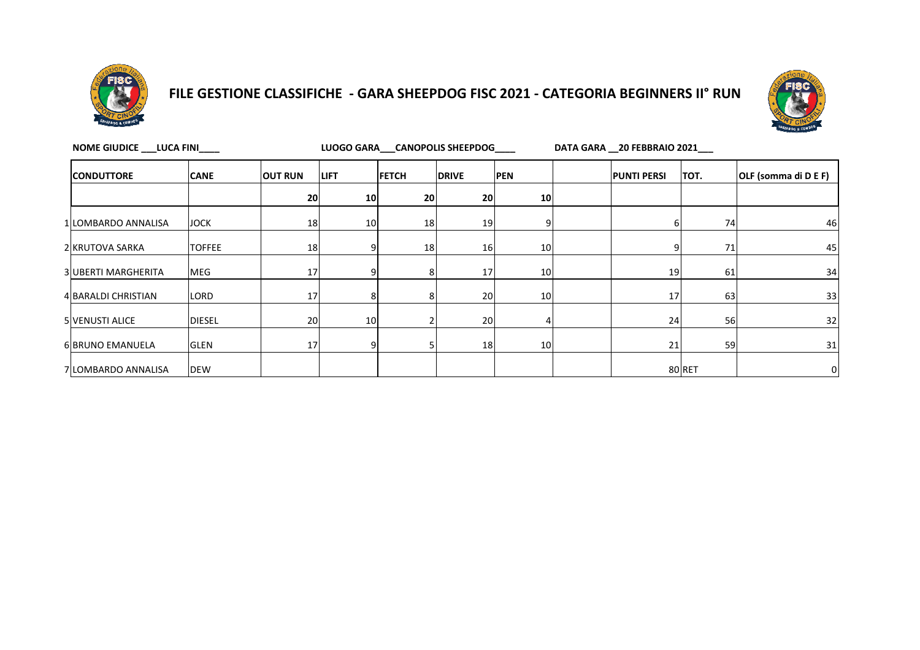# FILE GESTIONE CLASSIFICHE - GARA SHEEPDOG FISC 2021 - CATEGORIA BEGINNERS II° RUN

**NOME GIUDICE ___LUCA FINI____** **LUOGO GARA___CANOPOLIS SHEEPDOG____** **DATA GARA __20 FEBBRAIO 2021___**

| | CONDUTTORE | CANE | OUT RUN | LIFT | FETCH | DRIVE | PEN | | PUNTI PERSI | TOT. | OLF (somma di D E F) |
|---|---|---|---|---|---|---|---|---|---|---|---|
| | | | 20 | 10 | 20 | 20 | 10 | | | | |
| 1 | LOMBARDO ANNALISA | JOCK | 18 | 10 | 18 | 19 | 9 | | 6 | 74 | 46 |
| 2 | KRUTOVA SARKA | TOFFEE | 18 | 9 | 18 | 16 | 10 | | 9 | 71 | 45 |
| 3 | UBERTI MARGHERITA | MEG | 17 | 9 | 8 | 17 | 10 | | 19 | 61 | 34 |
| 4 | BARALDI CHRISTIAN | LORD | 17 | 8 | 8 | 20 | 10 | | 17 | 63 | 33 |
| 5 | VENUSTI ALICE | DIESEL | 20 | 10 | 2 | 20 | 4 | | 24 | 56 | 32 |
| 6 | BRUNO EMANUELA | GLEN | 17 | 9 | 5 | 18 | 10 | | 21 | 59 | 31 |
| 7 | LOMBARDO ANNALISA | DEW | | | | | | | 80 | RET | 0 |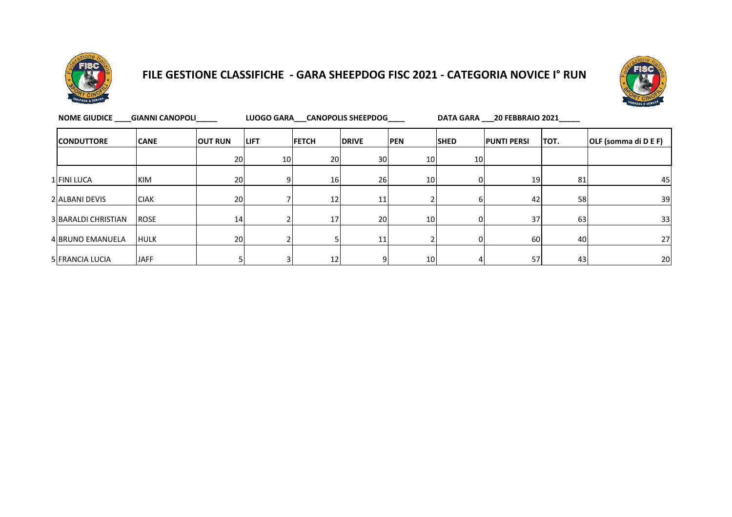# FILE GESTIONE CLASSIFICHE - GARA SHEEPDOG FISC 2021 - CATEGORIA NOVICE I° RUN

**NOME GIUDICE** ____GIANNI CANOPOLI_____ **LUOGO GARA**___CANOPOLIS SHEEPDOG____ **DATA GARA** ___20 FEBBRAIO 2021_____

| | CONDUTTORE | CANE | OUT RUN | LIFT | FETCH | DRIVE | PEN | SHED | PUNTI PERSI | TOT. | OLF (somma di D E F) |
|---|---|---|---|---|---|---|---|---|---|---|---|
| | | | 20 | 10 | 20 | 30 | 10 | 10 | | | |
| 1 | FINI LUCA | KIM | 20 | 9 | 16 | 26 | 10 | 0 | 19 | 81 | 45 |
| 2 | ALBANI DEVIS | CIAK | 20 | 7 | 12 | 11 | 2 | 6 | 42 | 58 | 39 |
| 3 | BARALDI CHRISTIAN | ROSE | 14 | 2 | 17 | 20 | 10 | 0 | 37 | 63 | 33 |
| 4 | BRUNO EMANUELA | HULK | 20 | 2 | 5 | 11 | 2 | 0 | 60 | 40 | 27 |
| 5 | FRANCIA LUCIA | JAFF | 5 | 3 | 12 | 9 | 10 | 4 | 57 | 43 | 20 |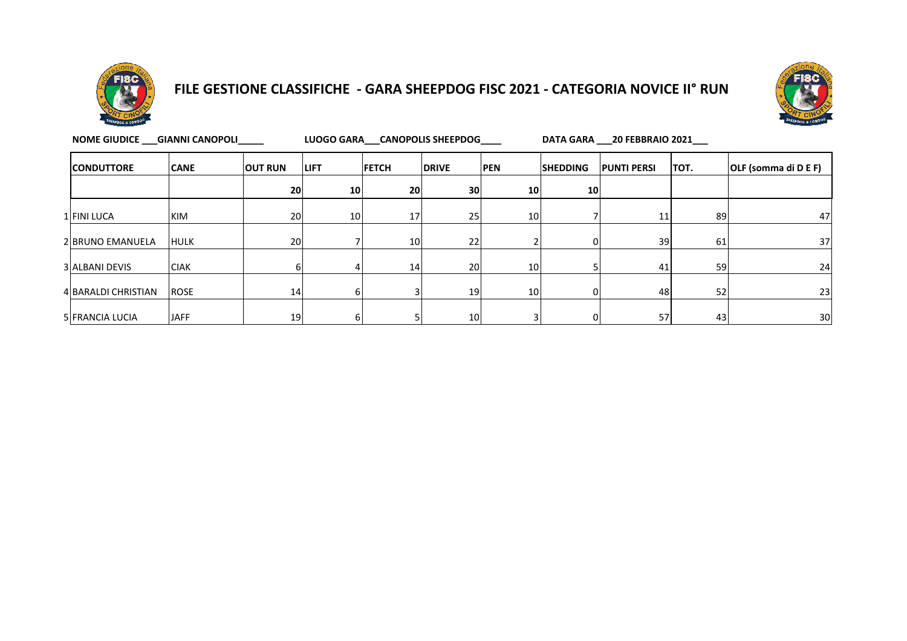# FILE GESTIONE CLASSIFICHE - GARA SHEEPDOG FISC 2021 - CATEGORIA NOVICE II° RUN

**NOME GIUDICE ___GIANNI CANOPOLI_____** **LUOGO GARA___CANOPOLIS SHEEPDOG____** **DATA GARA ___20 FEBBRAIO 2021___**

| | CONDUTTORE | CANE | OUT RUN | LIFT | FETCH | DRIVE | PEN | SHEDDING | PUNTI PERSI | TOT. | OLF (somma di D E F) |
|---|---|---|---|---|---|---|---|---|---|---|---|
| | | | 20 | 10 | 20 | 30 | 10 | 10 | | | |
| 1 | FINI LUCA | KIM | 20 | 10 | 17 | 25 | 10 | 7 | 11 | 89 | 47 |
| 2 | BRUNO EMANUELA | HULK | 20 | 7 | 10 | 22 | 2 | 0 | 39 | 61 | 37 |
| 3 | ALBANI DEVIS | CIAK | 6 | 4 | 14 | 20 | 10 | 5 | 41 | 59 | 24 |
| 4 | BARALDI CHRISTIAN | ROSE | 14 | 6 | 3 | 19 | 10 | 0 | 48 | 52 | 23 |
| 5 | FRANCIA LUCIA | JAFF | 19 | 6 | 5 | 10 | 3 | 0 | 57 | 43 | 30 |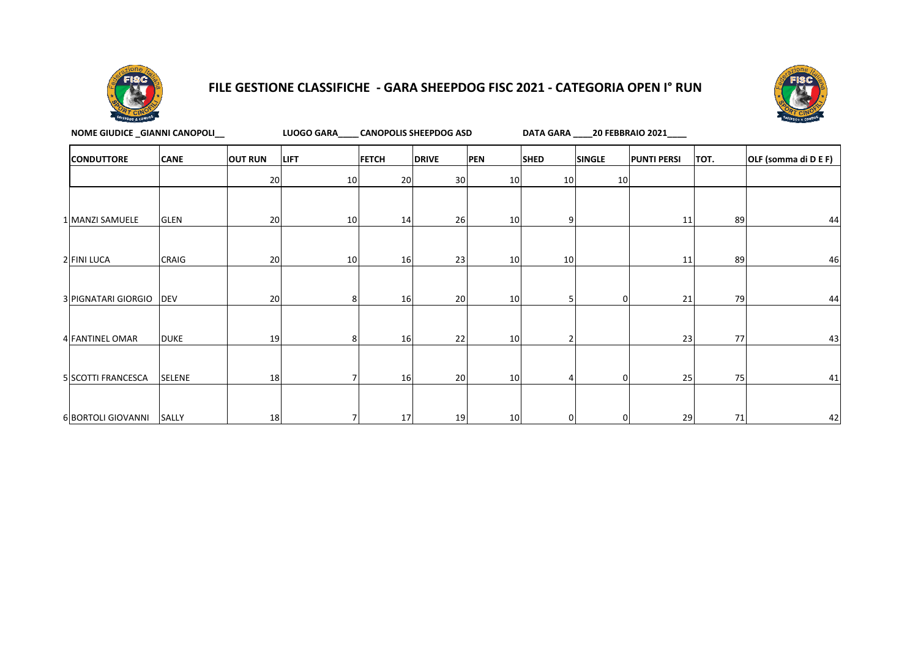# FILE GESTIONE CLASSIFICHE - GARA SHEEPDOG FISC 2021 - CATEGORIA OPEN I° RUN

**NOME GIUDICE _GIANNI CANOPOLI__** **LUOGO GARA____ CANOPOLIS SHEEPDOG ASD** **DATA GARA ____20 FEBBRAIO 2021____**

| | CONDUTTORE | CANE | OUT RUN | LIFT | FETCH | DRIVE | PEN | SHED | SINGLE | PUNTI PERSI | TOT. | OLF (somma di D E F) |
|---|---|---|---|---|---|---|---|---|---|---|---|---|
| | | | 20 | 10 | 20 | 30 | 10 | 10 | 10 | | | |
| 1 | MANZI SAMUELE | GLEN | 20 | 10 | 14 | 26 | 10 | 9 | | 11 | 89 | 44 |
| 2 | FINI LUCA | CRAIG | 20 | 10 | 16 | 23 | 10 | 10 | | 11 | 89 | 46 |
| 3 | PIGNATARI GIORGIO | DEV | 20 | 8 | 16 | 20 | 10 | 5 | 0 | 21 | 79 | 44 |
| 4 | FANTINEL OMAR | DUKE | 19 | 8 | 16 | 22 | 10 | 2 | | 23 | 77 | 43 |
| 5 | SCOTTI FRANCESCA | SELENE | 18 | 7 | 16 | 20 | 10 | 4 | 0 | 25 | 75 | 41 |
| 6 | BORTOLI GIOVANNI | SALLY | 18 | 7 | 17 | 19 | 10 | 0 | 0 | 29 | 71 | 42 |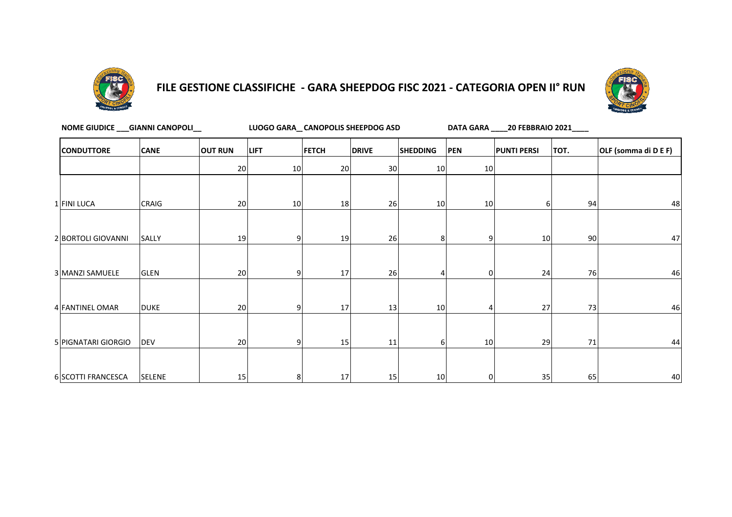# FILE GESTIONE CLASSIFICHE - GARA SHEEPDOG FISC 2021 - CATEGORIA OPEN II° RUN

**NOME GIUDICE** ___GIANNI CANOPOLI__ **LUOGO GARA**__CANOPOLIS SHEEPDOG ASD **DATA GARA** ____20 FEBBRAIO 2021____

| | CONDUTTORE | CANE | OUT RUN | LIFT | FETCH | DRIVE | SHEDDING | PEN | PUNTI PERSI | TOT. | OLF (somma di D E F) |
|---|---|---|---|---|---|---|---|---|---|---|---|
| | | | 20 | 10 | 20 | 30 | 10 | 10 | | | |
| 1 | FINI LUCA | CRAIG | 20 | 10 | 18 | 26 | 10 | 10 | 6 | 94 | 48 |
| 2 | BORTOLI GIOVANNI | SALLY | 19 | 9 | 19 | 26 | 8 | 9 | 10 | 90 | 47 |
| 3 | MANZI SAMUELE | GLEN | 20 | 9 | 17 | 26 | 4 | 0 | 24 | 76 | 46 |
| 4 | FANTINEL OMAR | DUKE | 20 | 9 | 17 | 13 | 10 | 4 | 27 | 73 | 46 |
| 5 | PIGNATARI GIORGIO | DEV | 20 | 9 | 15 | 11 | 6 | 10 | 29 | 71 | 44 |
| 6 | SCOTTI FRANCESCA | SELENE | 15 | 8 | 17 | 15 | 10 | 0 | 35 | 65 | 40 |